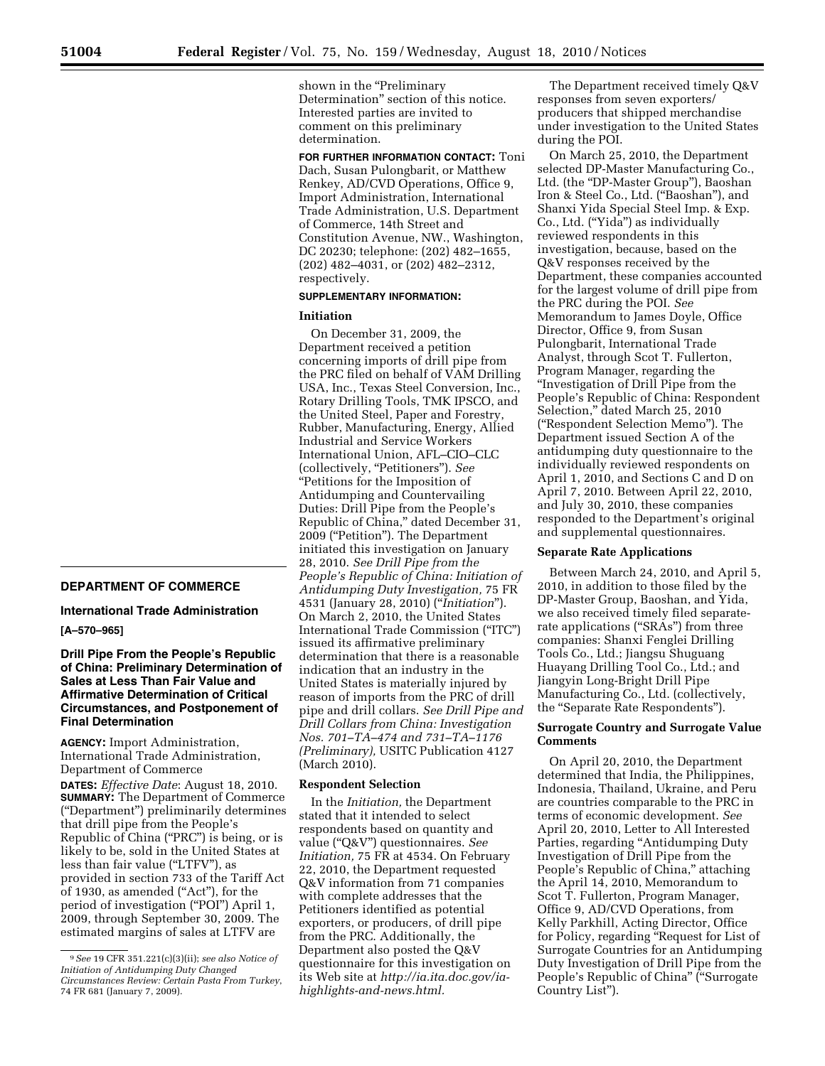shown in the "Preliminary Determination" section of this notice. Interested parties are invited to comment on this preliminary determination.

[9] *See* 19 CFR 351.221(c)(3)(ii); *see also Notice of Initiation of Antidumping Duty Changed Circumstances Review: Certain Pasta From Turkey*, 74 FR 681 (January 7, 2009).

## DEPARTMENT OF COMMERCE

### International Trade Administration

**[A–570–965]**

### Drill Pipe From the People's Republic of China: Preliminary Determination of Sales at Less Than Fair Value and Affirmative Determination of Critical Circumstances, and Postponement of Final Determination

**AGENCY:** Import Administration, International Trade Administration, Department of Commerce

**DATES:** *Effective Date*: August 18, 2010.

**SUMMARY:** The Department of Commerce ("Department") preliminarily determines that drill pipe from the People's Republic of China ("PRC") is being, or is likely to be, sold in the United States at less than fair value ("LTFV"), as provided in section 733 of the Tariff Act of 1930, as amended ("Act"), for the period of investigation ("POI") April 1, 2009, through September 30, 2009. The estimated margins of sales at LTFV are shown in the "Preliminary Determination" section of this notice. Interested parties are invited to comment on this preliminary determination.

**FOR FURTHER INFORMATION CONTACT:** Toni Dach, Susan Pulongbarit, or Matthew Renkey, AD/CVD Operations, Office 9, Import Administration, International Trade Administration, U.S. Department of Commerce, 14th Street and Constitution Avenue, NW., Washington, DC 20230; telephone: (202) 482–1655, (202) 482–4031, or (202) 482–2312, respectively.

**SUPPLEMENTARY INFORMATION:**

#### Initiation

On December 31, 2009, the Department received a petition concerning imports of drill pipe from the PRC filed on behalf of VAM Drilling USA, Inc., Texas Steel Conversion, Inc., Rotary Drilling Tools, TMK IPSCO, and the United Steel, Paper and Forestry, Rubber, Manufacturing, Energy, Allied Industrial and Service Workers International Union, AFL–CIO–CLC (collectively, "Petitioners"). *See* "Petitions for the Imposition of Antidumping and Countervailing Duties: Drill Pipe from the People's Republic of China," dated December 31, 2009 ("Petition"). The Department initiated this investigation on January 28, 2010. *See Drill Pipe from the People's Republic of China: Initiation of Antidumping Duty Investigation,* 75 FR 4531 (January 28, 2010) ("*Initiation*"). On March 2, 2010, the United States International Trade Commission ("ITC") issued its affirmative preliminary determination that there is a reasonable indication that an industry in the United States is materially injured by reason of imports from the PRC of drill pipe and drill collars. *See Drill Pipe and Drill Collars from China: Investigation Nos. 701–TA–474 and 731–TA–1176 (Preliminary),* USITC Publication 4127 (March 2010).

#### Respondent Selection

In the *Initiation,* the Department stated that it intended to select respondents based on quantity and value ("Q&V") questionnaires. *See Initiation,* 75 FR at 4534. On February 22, 2010, the Department requested Q&V information from 71 companies with complete addresses that the Petitioners identified as potential exporters, or producers, of drill pipe from the PRC. Additionally, the Department also posted the Q&V questionnaire for this investigation on its Web site at *http://ia.ita.doc.gov/ia-highlights-and-news.html.*

The Department received timely Q&V responses from seven exporters/producers that shipped merchandise under investigation to the United States during the POI.

On March 25, 2010, the Department selected DP-Master Manufacturing Co., Ltd. (the "DP-Master Group"), Baoshan Iron & Steel Co., Ltd. ("Baoshan"), and Shanxi Yida Special Steel Imp. & Exp. Co., Ltd. ("Yida") as individually reviewed respondents in this investigation, because, based on the Q&V responses received by the Department, these companies accounted for the largest volume of drill pipe from the PRC during the POI. *See* Memorandum to James Doyle, Office Director, Office 9, from Susan Pulongbarit, International Trade Analyst, through Scot T. Fullerton, Program Manager, regarding the "Investigation of Drill Pipe from the People's Republic of China: Respondent Selection," dated March 25, 2010 ("Respondent Selection Memo"). The Department issued Section A of the antidumping duty questionnaire to the individually reviewed respondents on April 1, 2010, and Sections C and D on April 7, 2010. Between April 22, 2010, and July 30, 2010, these companies responded to the Department's original and supplemental questionnaires.

#### Separate Rate Applications

Between March 24, 2010, and April 5, 2010, in addition to those filed by the DP-Master Group, Baoshan, and Yida, we also received timely filed separate-rate applications ("SRAs") from three companies: Shanxi Fenglei Drilling Tools Co., Ltd.; Jiangsu Shuguang Huayang Drilling Tool Co., Ltd.; and Jiangyin Long-Bright Drill Pipe Manufacturing Co., Ltd. (collectively, the "Separate Rate Respondents").

#### Surrogate Country and Surrogate Value Comments

On April 20, 2010, the Department determined that India, the Philippines, Indonesia, Thailand, Ukraine, and Peru are countries comparable to the PRC in terms of economic development. *See* April 20, 2010, Letter to All Interested Parties, regarding "Antidumping Duty Investigation of Drill Pipe from the People's Republic of China," attaching the April 14, 2010, Memorandum to Scot T. Fullerton, Program Manager, Office 9, AD/CVD Operations, from Kelly Parkhill, Acting Director, Office for Policy, regarding "Request for List of Surrogate Countries for an Antidumping Duty Investigation of Drill Pipe from the People's Republic of China" ("Surrogate Country List").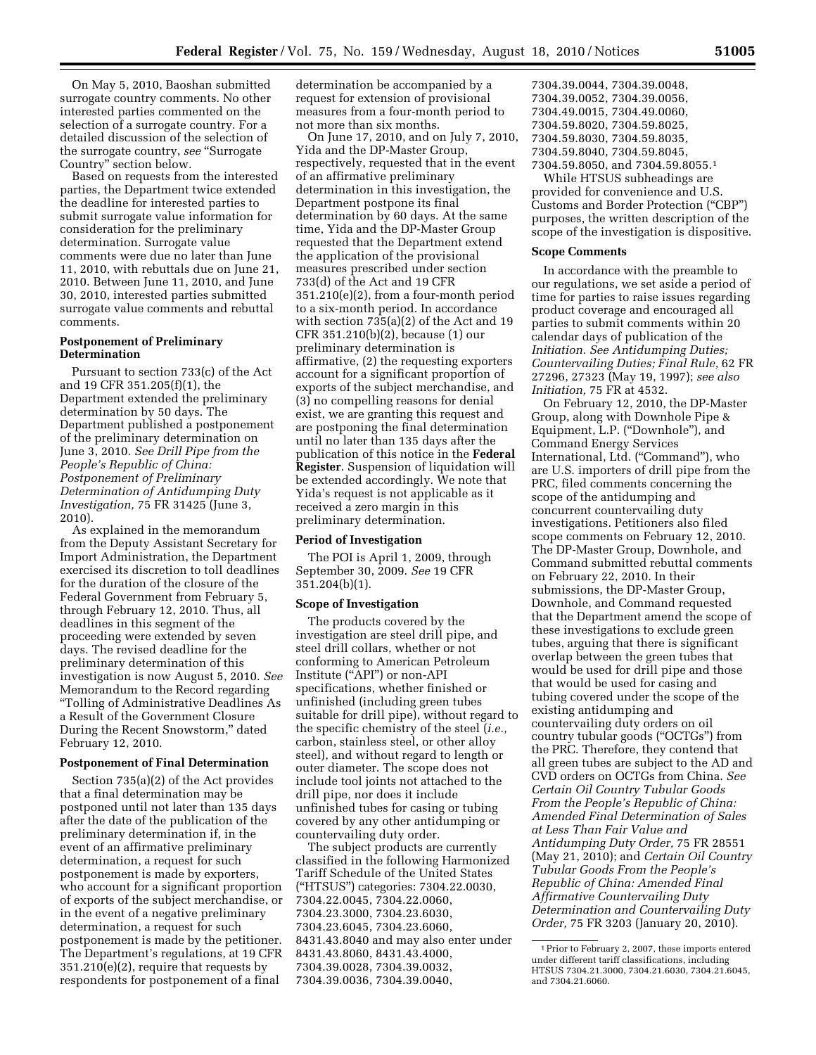On May 5, 2010, Baoshan submitted surrogate country comments. No other interested parties commented on the selection of a surrogate country. For a detailed discussion of the selection of the surrogate country, *see* "Surrogate Country" section below.

Based on requests from the interested parties, the Department twice extended the deadline for interested parties to submit surrogate value information for consideration for the preliminary determination. Surrogate value comments were due no later than June 11, 2010, with rebuttals due on June 21, 2010. Between June 11, 2010, and June 30, 2010, interested parties submitted surrogate value comments and rebuttal comments.

**Postponement of Preliminary Determination**

Pursuant to section 733(c) of the Act and 19 CFR 351.205(f)(1), the Department extended the preliminary determination by 50 days. The Department published a postponement of the preliminary determination on June 3, 2010. *See Drill Pipe from the People's Republic of China: Postponement of Preliminary Determination of Antidumping Duty Investigation,* 75 FR 31425 (June 3, 2010).

As explained in the memorandum from the Deputy Assistant Secretary for Import Administration, the Department exercised its discretion to toll deadlines for the duration of the closure of the Federal Government from February 5, through February 12, 2010. Thus, all deadlines in this segment of the proceeding were extended by seven days. The revised deadline for the preliminary determination of this investigation is now August 5, 2010. *See* Memorandum to the Record regarding "Tolling of Administrative Deadlines As a Result of the Government Closure During the Recent Snowstorm," dated February 12, 2010.

**Postponement of Final Determination**

Section 735(a)(2) of the Act provides that a final determination may be postponed until not later than 135 days after the date of the publication of the preliminary determination if, in the event of an affirmative preliminary determination, a request for such postponement is made by exporters, who account for a significant proportion of exports of the subject merchandise, or in the event of a negative preliminary determination, a request for such postponement is made by the petitioner. The Department's regulations, at 19 CFR 351.210(e)(2), require that requests by respondents for postponement of a final determination be accompanied by a request for extension of provisional measures from a four-month period to not more than six months.

On June 17, 2010, and on July 7, 2010, Yida and the DP-Master Group, respectively, requested that in the event of an affirmative preliminary determination in this investigation, the Department postpone its final determination by 60 days. At the same time, Yida and the DP-Master Group requested that the Department extend the application of the provisional measures prescribed under section 733(d) of the Act and 19 CFR 351.210(e)(2), from a four-month period to a six-month period. In accordance with section 735(a)(2) of the Act and 19 CFR 351.210(b)(2), because (1) our preliminary determination is affirmative, (2) the requesting exporters account for a significant proportion of exports of the subject merchandise, and (3) no compelling reasons for denial exist, we are granting this request and are postponing the final determination until no later than 135 days after the publication of this notice in the **Federal Register**. Suspension of liquidation will be extended accordingly. We note that Yida's request is not applicable as it received a zero margin in this preliminary determination.

**Period of Investigation**

The POI is April 1, 2009, through September 30, 2009. *See* 19 CFR 351.204(b)(1).

**Scope of Investigation**

The products covered by the investigation are steel drill pipe, and steel drill collars, whether or not conforming to American Petroleum Institute ("API") or non-API specifications, whether finished or unfinished (including green tubes suitable for drill pipe), without regard to the specific chemistry of the steel (*i.e.,* carbon, stainless steel, or other alloy steel), and without regard to length or outer diameter. The scope does not include tool joints not attached to the drill pipe, nor does it include unfinished tubes for casing or tubing covered by any other antidumping or countervailing duty order.

The subject products are currently classified in the following Harmonized Tariff Schedule of the United States ("HTSUS") categories: 7304.22.0030, 7304.22.0045, 7304.22.0060, 7304.23.3000, 7304.23.6030, 7304.23.6045, 7304.23.6060, 8431.43.8040 and may also enter under 8431.43.8060, 8431.43.4000, 7304.39.0028, 7304.39.0032, 7304.39.0036, 7304.39.0040, 7304.39.0044, 7304.39.0048, 7304.39.0052, 7304.39.0056, 7304.49.0015, 7304.49.0060, 7304.59.8020, 7304.59.8025, 7304.59.8030, 7304.59.8035, 7304.59.8040, 7304.59.8045, 7304.59.8050, and 7304.59.8055.[1]

While HTSUS subheadings are provided for convenience and U.S. Customs and Border Protection ("CBP") purposes, the written description of the scope of the investigation is dispositive.

**Scope Comments**

In accordance with the preamble to our regulations, we set aside a period of time for parties to raise issues regarding product coverage and encouraged all parties to submit comments within 20 calendar days of publication of the *Initiation. See Antidumping Duties; Countervailing Duties; Final Rule,* 62 FR 27296, 27323 (May 19, 1997); *see also Initiation,* 75 FR at 4532.

On February 12, 2010, the DP-Master Group, along with Downhole Pipe & Equipment, L.P. ("Downhole"), and Command Energy Services International, Ltd. ("Command"), who are U.S. importers of drill pipe from the PRC, filed comments concerning the scope of the antidumping and concurrent countervailing duty investigations. Petitioners also filed scope comments on February 12, 2010. The DP-Master Group, Downhole, and Command submitted rebuttal comments on February 22, 2010. In their submissions, the DP-Master Group, Downhole, and Command requested that the Department amend the scope of these investigations to exclude green tubes, arguing that there is significant overlap between the green tubes that would be used for drill pipe and those that would be used for casing and tubing covered under the scope of the existing antidumping and countervailing duty orders on oil country tubular goods ("OCTGs") from the PRC. Therefore, they contend that all green tubes are subject to the AD and CVD orders on OCTGs from China. *See Certain Oil Country Tubular Goods From the People's Republic of China: Amended Final Determination of Sales at Less Than Fair Value and Antidumping Duty Order,* 75 FR 28551 (May 21, 2010); and *Certain Oil Country Tubular Goods From the People's Republic of China: Amended Final Affirmative Countervailing Duty Determination and Countervailing Duty Order,* 75 FR 3203 (January 20, 2010).

[1] Prior to February 2, 2007, these imports entered under different tariff classifications, including HTSUS 7304.21.3000, 7304.21.6030, 7304.21.6045, and 7304.21.6060.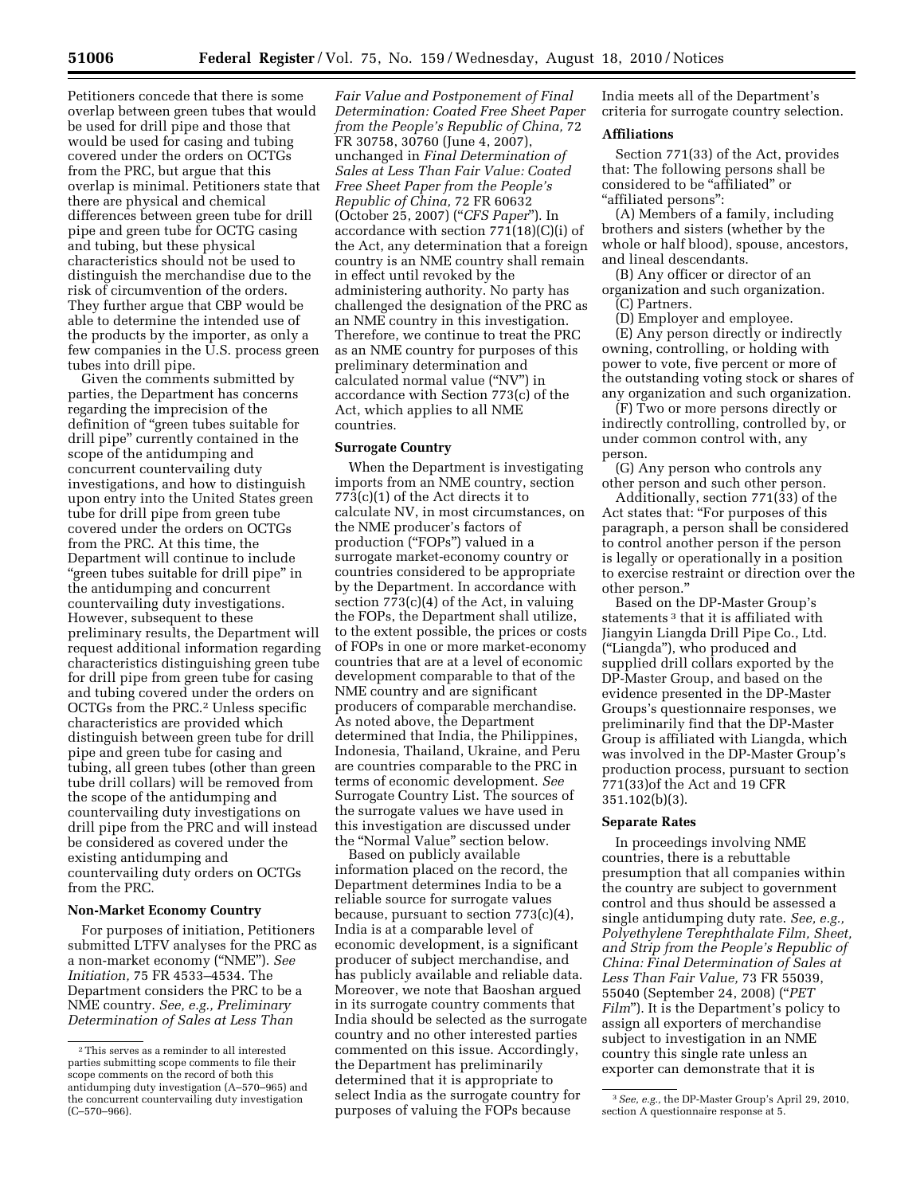Petitioners concede that there is some overlap between green tubes that would be used for drill pipe and those that would be used for casing and tubing covered under the orders on OCTGs from the PRC, but argue that this overlap is minimal. Petitioners state that there are physical and chemical differences between green tube for drill pipe and green tube for OCTG casing and tubing, but these physical characteristics should not be used to distinguish the merchandise due to the risk of circumvention of the orders. They further argue that CBP would be able to determine the intended use of the products by the importer, as only a few companies in the U.S. process green tubes into drill pipe.

Given the comments submitted by parties, the Department has concerns regarding the imprecision of the definition of "green tubes suitable for drill pipe" currently contained in the scope of the antidumping and concurrent countervailing duty investigations, and how to distinguish upon entry into the United States green tube for drill pipe from green tube covered under the orders on OCTGs from the PRC. At this time, the Department will continue to include "green tubes suitable for drill pipe" in the antidumping and concurrent countervailing duty investigations. However, subsequent to these preliminary results, the Department will request additional information regarding characteristics distinguishing green tube for drill pipe from green tube for casing and tubing covered under the orders on OCTGs from the PRC.[2] Unless specific characteristics are provided which distinguish between green tube for drill pipe and green tube for casing and tubing, all green tubes (other than green tube drill collars) will be removed from the scope of the antidumping and countervailing duty investigations on drill pipe from the PRC and will instead be considered as covered under the existing antidumping and countervailing duty orders on OCTGs from the PRC.

### Non-Market Economy Country

For purposes of initiation, Petitioners submitted LTFV analyses for the PRC as a non-market economy ("NME"). *See Initiation,* 75 FR 4533–4534. The Department considers the PRC to be a NME country. *See, e.g., Preliminary Determination of Sales at Less Than Fair Value and Postponement of Final Determination: Coated Free Sheet Paper from the People's Republic of China,* 72 FR 30758, 30760 (June 4, 2007), unchanged in *Final Determination of Sales at Less Than Fair Value: Coated Free Sheet Paper from the People's Republic of China,* 72 FR 60632 (October 25, 2007) ("*CFS Paper*"). In accordance with section 771(18)(C)(i) of the Act, any determination that a foreign country is an NME country shall remain in effect until revoked by the administering authority. No party has challenged the designation of the PRC as an NME country in this investigation. Therefore, we continue to treat the PRC as an NME country for purposes of this preliminary determination and calculated normal value ("NV") in accordance with Section 773(c) of the Act, which applies to all NME countries.

### Surrogate Country

When the Department is investigating imports from an NME country, section 773(c)(1) of the Act directs it to calculate NV, in most circumstances, on the NME producer's factors of production ("FOPs") valued in a surrogate market-economy country or countries considered to be appropriate by the Department. In accordance with section 773(c)(4) of the Act, in valuing the FOPs, the Department shall utilize, to the extent possible, the prices or costs of FOPs in one or more market-economy countries that are at a level of economic development comparable to that of the NME country and are significant producers of comparable merchandise. As noted above, the Department determined that India, the Philippines, Indonesia, Thailand, Ukraine, and Peru are countries comparable to the PRC in terms of economic development. *See* Surrogate Country List. The sources of the surrogate values we have used in this investigation are discussed under the "Normal Value" section below.

Based on publicly available information placed on the record, the Department determines India to be a reliable source for surrogate values because, pursuant to section 773(c)(4), India is at a comparable level of economic development, is a significant producer of subject merchandise, and has publicly available and reliable data. Moreover, we note that Baoshan argued in its surrogate country comments that India should be selected as the surrogate country and no other interested parties commented on this issue. Accordingly, the Department has preliminarily determined that it is appropriate to select India as the surrogate country for purposes of valuing the FOPs because India meets all of the Department's criteria for surrogate country selection.

### Affiliations

Section 771(33) of the Act, provides that: The following persons shall be considered to be "affiliated" or "affiliated persons":

(A) Members of a family, including brothers and sisters (whether by the whole or half blood), spouse, ancestors, and lineal descendants.

(B) Any officer or director of an organization and such organization.

(C) Partners.

(D) Employer and employee.

(E) Any person directly or indirectly owning, controlling, or holding with power to vote, five percent or more of the outstanding voting stock or shares of any organization and such organization.

(F) Two or more persons directly or indirectly controlling, controlled by, or under common control with, any person.

(G) Any person who controls any other person and such other person.

Additionally, section 771(33) of the Act states that: "For purposes of this paragraph, a person shall be considered to control another person if the person is legally or operationally in a position to exercise restraint or direction over the other person."

Based on the DP-Master Group's statements[3] that it is affiliated with Jiangyin Liangda Drill Pipe Co., Ltd. ("Liangda"), who produced and supplied drill collars exported by the DP-Master Group, and based on the evidence presented in the DP-Master Groups's questionnaire responses, we preliminarily find that the DP-Master Group is affiliated with Liangda, which was involved in the DP-Master Group's production process, pursuant to section 771(33)of the Act and 19 CFR 351.102(b)(3).

### Separate Rates

In proceedings involving NME countries, there is a rebuttable presumption that all companies within the country are subject to government control and thus should be assessed a single antidumping duty rate. *See, e.g., Polyethylene Terephthalate Film, Sheet, and Strip from the People's Republic of China: Final Determination of Sales at Less Than Fair Value,* 73 FR 55039, 55040 (September 24, 2008) ("*PET Film*"). It is the Department's policy to assign all exporters of merchandise subject to investigation in an NME country this single rate unless an exporter can demonstrate that it is

[2] This serves as a reminder to all interested parties submitting scope comments to file their scope comments on the record of both this antidumping duty investigation (A–570–965) and the concurrent countervailing duty investigation (C–570–966).

[3] *See, e.g.,* the DP-Master Group's April 29, 2010, section A questionnaire response at 5.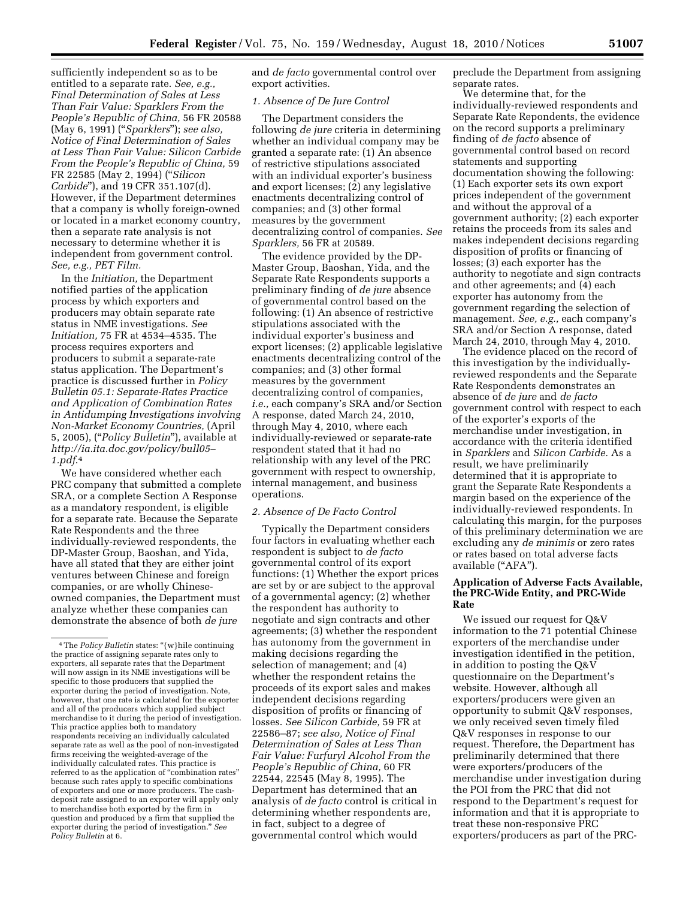sufficiently independent so as to be entitled to a separate rate. *See, e.g., Final Determination of Sales at Less Than Fair Value: Sparklers From the People's Republic of China,* 56 FR 20588 (May 6, 1991) ("*Sparklers*"); *see also, Notice of Final Determination of Sales at Less Than Fair Value: Silicon Carbide From the People's Republic of China,* 59 FR 22585 (May 2, 1994) ("*Silicon Carbide*"), and 19 CFR 351.107(d). However, if the Department determines that a company is wholly foreign-owned or located in a market economy country, then a separate rate analysis is not necessary to determine whether it is independent from government control. *See, e.g., PET Film.*

In the *Initiation,* the Department notified parties of the application process by which exporters and producers may obtain separate rate status in NME investigations. *See Initiation,* 75 FR at 4534–4535. The process requires exporters and producers to submit a separate-rate status application. The Department's practice is discussed further in *Policy Bulletin 05.1: Separate-Rates Practice and Application of Combination Rates in Antidumping Investigations involving Non-Market Economy Countries,* (April 5, 2005), ("*Policy Bulletin*"), available at *http://ia.ita.doc.gov/policy/bull05–1.pdf.*[4]

We have considered whether each PRC company that submitted a complete SRA, or a complete Section A Response as a mandatory respondent, is eligible for a separate rate. Because the Separate Rate Respondents and the three individually-reviewed respondents, the DP-Master Group, Baoshan, and Yida, have all stated that they are either joint ventures between Chinese and foreign companies, or are wholly Chinese-owned companies, the Department must analyze whether these companies can demonstrate the absence of both *de jure* and *de facto* governmental control over export activities.

*1. Absence of De Jure Control*

The Department considers the following *de jure* criteria in determining whether an individual company may be granted a separate rate: (1) An absence of restrictive stipulations associated with an individual exporter's business and export licenses; (2) any legislative enactments decentralizing control of companies; and (3) other formal measures by the government decentralizing control of companies. *See Sparklers,* 56 FR at 20589.

The evidence provided by the DP-Master Group, Baoshan, Yida, and the Separate Rate Respondents supports a preliminary finding of *de jure* absence of governmental control based on the following: (1) An absence of restrictive stipulations associated with the individual exporter's business and export licenses; (2) applicable legislative enactments decentralizing control of the companies; and (3) other formal measures by the government decentralizing control of companies, *i.e.,* each company's SRA and/or Section A response, dated March 24, 2010, through May 4, 2010, where each individually-reviewed or separate-rate respondent stated that it had no relationship with any level of the PRC government with respect to ownership, internal management, and business operations.

*2. Absence of De Facto Control*

Typically the Department considers four factors in evaluating whether each respondent is subject to *de facto* governmental control of its export functions: (1) Whether the export prices are set by or are subject to the approval of a governmental agency; (2) whether the respondent has authority to negotiate and sign contracts and other agreements; (3) whether the respondent has autonomy from the government in making decisions regarding the selection of management; and (4) whether the respondent retains the proceeds of its export sales and makes independent decisions regarding disposition of profits or financing of losses. *See Silicon Carbide,* 59 FR at 22586–87; *see also, Notice of Final Determination of Sales at Less Than Fair Value: Furfuryl Alcohol From the People's Republic of China,* 60 FR 22544, 22545 (May 8, 1995). The Department has determined that an analysis of *de facto* control is critical in determining whether respondents are, in fact, subject to a degree of governmental control which would preclude the Department from assigning separate rates.

We determine that, for the individually-reviewed respondents and Separate Rate Respondents, the evidence on the record supports a preliminary finding of *de facto* absence of governmental control based on record statements and supporting documentation showing the following: (1) Each exporter sets its own export prices independent of the government and without the approval of a government authority; (2) each exporter retains the proceeds from its sales and makes independent decisions regarding disposition of profits or financing of losses; (3) each exporter has the authority to negotiate and sign contracts and other agreements; and (4) each exporter has autonomy from the government regarding the selection of management. *See, e.g.,* each company's SRA and/or Section A response, dated March 24, 2010, through May 4, 2010.

The evidence placed on the record of this investigation by the individually-reviewed respondents and the Separate Rate Respondents demonstrates an absence of *de jure* and *de facto* government control with respect to each of the exporter's exports of the merchandise under investigation, in accordance with the criteria identified in *Sparklers* and *Silicon Carbide.* As a result, we have preliminarily determined that it is appropriate to grant the Separate Rate Respondents a margin based on the experience of the individually-reviewed respondents. In calculating this margin, for the purposes of this preliminary determination we are excluding any *de minimis* or zero rates or rates based on total adverse facts available ("AFA").

**Application of Adverse Facts Available, the PRC-Wide Entity, and PRC-Wide Rate**

We issued our request for Q&V information to the 71 potential Chinese exporters of the merchandise under investigation identified in the petition, in addition to posting the Q&V questionnaire on the Department's website. However, although all exporters/producers were given an opportunity to submit Q&V responses, we only received seven timely filed Q&V responses in response to our request. Therefore, the Department has preliminarily determined that there were exporters/producers of the merchandise under investigation during the POI from the PRC that did not respond to the Department's request for information and that it is appropriate to treat these non-responsive PRC exporters/producers as part of the PRC-

---

[4] The *Policy Bulletin* states: "{w}hile continuing the practice of assigning separate rates only to exporters, all separate rates that the Department will now assign in its NME investigations will be specific to those producers that supplied the exporter during the period of investigation. Note, however, that one rate is calculated for the exporter and all of the producers which supplied subject merchandise to it during the period of investigation. This practice applies both to mandatory respondents receiving an individually calculated separate rate as well as the pool of non-investigated firms receiving the weighted-average of the individually calculated rates. This practice is referred to as the application of "combination rates" because such rates apply to specific combinations of exporters and one or more producers. The cash-deposit rate assigned to an exporter will apply only to merchandise both exported by the firm in question and produced by a firm that supplied the exporter during the period of investigation." *See Policy Bulletin* at 6.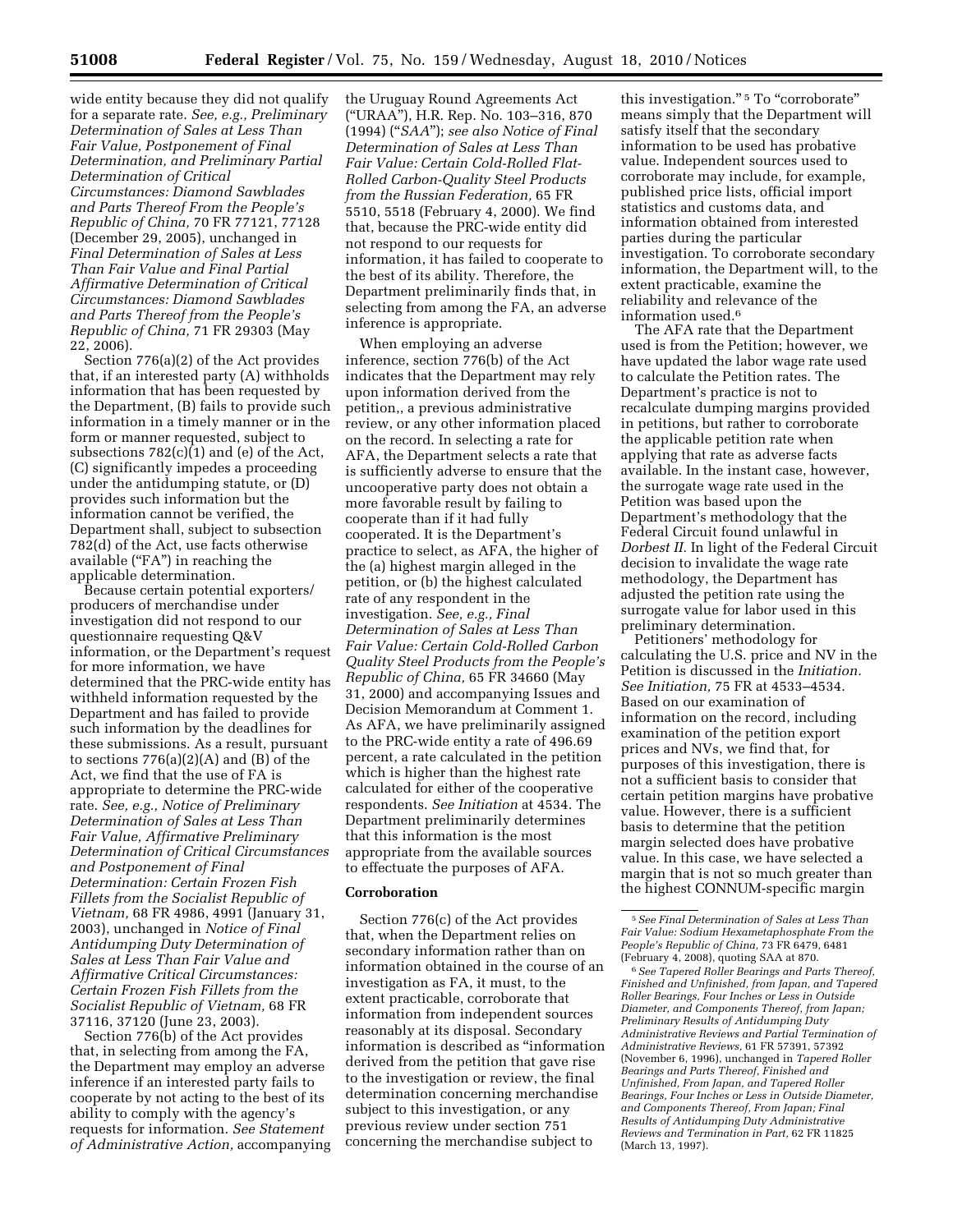wide entity because they did not qualify for a separate rate. *See, e.g., Preliminary Determination of Sales at Less Than Fair Value, Postponement of Final Determination, and Preliminary Partial Determination of Critical Circumstances: Diamond Sawblades and Parts Thereof From the People's Republic of China,* 70 FR 77121, 77128 (December 29, 2005), unchanged in *Final Determination of Sales at Less Than Fair Value and Final Partial Affirmative Determination of Critical Circumstances: Diamond Sawblades and Parts Thereof from the People's Republic of China,* 71 FR 29303 (May 22, 2006).

Section 776(a)(2) of the Act provides that, if an interested party (A) withholds information that has been requested by the Department, (B) fails to provide such information in a timely manner or in the form or manner requested, subject to subsections 782(c)(1) and (e) of the Act, (C) significantly impedes a proceeding under the antidumping statute, or (D) provides such information but the information cannot be verified, the Department shall, subject to subsection 782(d) of the Act, use facts otherwise available ("FA") in reaching the applicable determination.

Because certain potential exporters/producers of merchandise under investigation did not respond to our questionnaire requesting Q&V information, or the Department's request for more information, we have determined that the PRC-wide entity has withheld information requested by the Department and has failed to provide such information by the deadlines for these submissions. As a result, pursuant to sections 776(a)(2)(A) and (B) of the Act, we find that the use of FA is appropriate to determine the PRC-wide rate. *See, e.g., Notice of Preliminary Determination of Sales at Less Than Fair Value, Affirmative Preliminary Determination of Critical Circumstances and Postponement of Final Determination: Certain Frozen Fish Fillets from the Socialist Republic of Vietnam,* 68 FR 4986, 4991 (January 31, 2003), unchanged in *Notice of Final Antidumping Duty Determination of Sales at Less Than Fair Value and Affirmative Critical Circumstances: Certain Frozen Fish Fillets from the Socialist Republic of Vietnam,* 68 FR 37116, 37120 (June 23, 2003).

Section 776(b) of the Act provides that, in selecting from among the FA, the Department may employ an adverse inference if an interested party fails to cooperate by not acting to the best of its ability to comply with the agency's requests for information. *See Statement of Administrative Action,* accompanying the Uruguay Round Agreements Act ("URAA"), H.R. Rep. No. 103–316, 870 (1994) ("*SAA*"); *see also Notice of Final Determination of Sales at Less Than Fair Value: Certain Cold-Rolled Flat-Rolled Carbon-Quality Steel Products from the Russian Federation,* 65 FR 5510, 5518 (February 4, 2000). We find that, because the PRC-wide entity did not respond to our requests for information, it has failed to cooperate to the best of its ability. Therefore, the Department preliminarily finds that, in selecting from among the FA, an adverse inference is appropriate.

When employing an adverse inference, section 776(b) of the Act indicates that the Department may rely upon information derived from the petition,, a previous administrative review, or any other information placed on the record. In selecting a rate for AFA, the Department selects a rate that is sufficiently adverse to ensure that the uncooperative party does not obtain a more favorable result by failing to cooperate than if it had fully cooperated. It is the Department's practice to select, as AFA, the higher of the (a) highest margin alleged in the petition, or (b) the highest calculated rate of any respondent in the investigation. *See, e.g., Final Determination of Sales at Less Than Fair Value: Certain Cold-Rolled Carbon Quality Steel Products from the People's Republic of China,* 65 FR 34660 (May 31, 2000) and accompanying Issues and Decision Memorandum at Comment 1. As AFA, we have preliminarily assigned to the PRC-wide entity a rate of 496.69 percent, a rate calculated in the petition which is higher than the highest rate calculated for either of the cooperative respondents. *See Initiation* at 4534. The Department preliminarily determines that this information is the most appropriate from the available sources to effectuate the purposes of AFA.

**Corroboration**

Section 776(c) of the Act provides that, when the Department relies on secondary information rather than on information obtained in the course of an investigation as FA, it must, to the extent practicable, corroborate that information from independent sources reasonably at its disposal. Secondary information is described as "information derived from the petition that gave rise to the investigation or review, the final determination concerning merchandise subject to this investigation, or any previous review under section 751 concerning the merchandise subject to this investigation."[5] To "corroborate" means simply that the Department will satisfy itself that the secondary information to be used has probative value. Independent sources used to corroborate may include, for example, published price lists, official import statistics and customs data, and information obtained from interested parties during the particular investigation. To corroborate secondary information, the Department will, to the extent practicable, examine the reliability and relevance of the information used.[6]

The AFA rate that the Department used is from the Petition; however, we have updated the labor wage rate used to calculate the Petition rates. The Department's practice is not to recalculate dumping margins provided in petitions, but rather to corroborate the applicable petition rate when applying that rate as adverse facts available. In the instant case, however, the surrogate wage rate used in the Petition was based upon the Department's methodology that the Federal Circuit found unlawful in *Dorbest II.* In light of the Federal Circuit decision to invalidate the wage rate methodology, the Department has adjusted the petition rate using the surrogate value for labor used in this preliminary determination.

Petitioners' methodology for calculating the U.S. price and NV in the Petition is discussed in the *Initiation. See Initiation,* 75 FR at 4533–4534. Based on our examination of information on the record, including examination of the petition export prices and NVs, we find that, for purposes of this investigation, there is not a sufficient basis to consider that certain petition margins have probative value. However, there is a sufficient basis to determine that the petition margin selected does have probative value. In this case, we have selected a margin that is not so much greater than the highest CONNUM-specific margin

[5] *See Final Determination of Sales at Less Than Fair Value: Sodium Hexametaphosphate From the People's Republic of China,* 73 FR 6479, 6481 (February 4, 2008), quoting SAA at 870.

[6] *See Tapered Roller Bearings and Parts Thereof, Finished and Unfinished, from Japan, and Tapered Roller Bearings, Four Inches or Less in Outside Diameter, and Components Thereof, from Japan; Preliminary Results of Antidumping Duty Administrative Reviews and Partial Termination of Administrative Reviews,* 61 FR 57391, 57392 (November 6, 1996), unchanged in *Tapered Roller Bearings and Parts Thereof, Finished and Unfinished, From Japan, and Tapered Roller Bearings, Four Inches or Less in Outside Diameter, and Components Thereof, From Japan; Final Results of Antidumping Duty Administrative Reviews and Termination in Part,* 62 FR 11825 (March 13, 1997).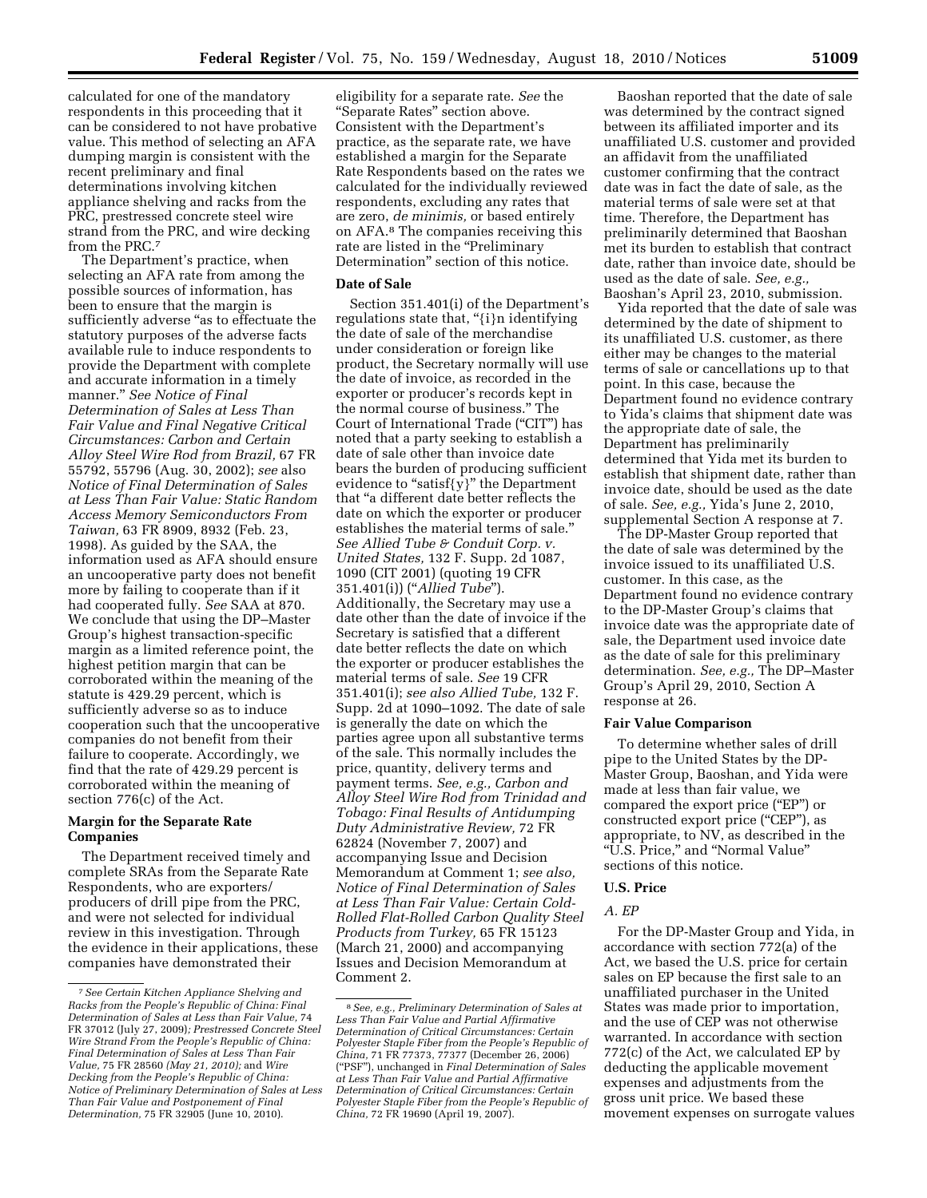calculated for one of the mandatory respondents in this proceeding that it can be considered to not have probative value. This method of selecting an AFA dumping margin is consistent with the recent preliminary and final determinations involving kitchen appliance shelving and racks from the PRC, prestressed concrete steel wire strand from the PRC, and wire decking from the PRC.[7]

The Department's practice, when selecting an AFA rate from among the possible sources of information, has been to ensure that the margin is sufficiently adverse "as to effectuate the statutory purposes of the adverse facts available rule to induce respondents to provide the Department with complete and accurate information in a timely manner." *See Notice of Final Determination of Sales at Less Than Fair Value and Final Negative Critical Circumstances: Carbon and Certain Alloy Steel Wire Rod from Brazil,* 67 FR 55792, 55796 (Aug. 30, 2002); *see* also *Notice of Final Determination of Sales at Less Than Fair Value: Static Random Access Memory Semiconductors From Taiwan,* 63 FR 8909, 8932 (Feb. 23, 1998). As guided by the SAA, the information used as AFA should ensure an uncooperative party does not benefit more by failing to cooperate than if it had cooperated fully. *See* SAA at 870. We conclude that using the DP–Master Group's highest transaction-specific margin as a limited reference point, the highest petition margin that can be corroborated within the meaning of the statute is 429.29 percent, which is sufficiently adverse so as to induce cooperation such that the uncooperative companies do not benefit from their failure to cooperate. Accordingly, we find that the rate of 429.29 percent is corroborated within the meaning of section 776(c) of the Act.

## Margin for the Separate Rate Companies

The Department received timely and complete SRAs from the Separate Rate Respondents, who are exporters/producers of drill pipe from the PRC, and were not selected for individual review in this investigation. Through the evidence in their applications, these companies have demonstrated their eligibility for a separate rate. *See* the "Separate Rates" section above. Consistent with the Department's practice, as the separate rate, we have established a margin for the Separate Rate Respondents based on the rates we calculated for the individually reviewed respondents, excluding any rates that are zero, *de minimis,* or based entirely on AFA.[8] The companies receiving this rate are listed in the "Preliminary Determination" section of this notice.

## Date of Sale

Section 351.401(i) of the Department's regulations state that, "{i}n identifying the date of sale of the merchandise under consideration or foreign like product, the Secretary normally will use the date of invoice, as recorded in the exporter or producer's records kept in the normal course of business." The Court of International Trade ("CIT") has noted that a party seeking to establish a date of sale other than invoice date bears the burden of producing sufficient evidence to "satisf{y}" the Department that "a different date better reflects the date on which the exporter or producer establishes the material terms of sale." *See Allied Tube & Conduit Corp. v. United States,* 132 F. Supp. 2d 1087, 1090 (CIT 2001) (quoting 19 CFR 351.401(i)) ("*Allied Tube*"). Additionally, the Secretary may use a date other than the date of invoice if the Secretary is satisfied that a different date better reflects the date on which the exporter or producer establishes the material terms of sale. *See* 19 CFR 351.401(i); *see also Allied Tube,* 132 F. Supp. 2d at 1090–1092. The date of sale is generally the date on which the parties agree upon all substantive terms of the sale. This normally includes the price, quantity, delivery terms and payment terms. *See, e.g., Carbon and Alloy Steel Wire Rod from Trinidad and Tobago: Final Results of Antidumping Duty Administrative Review,* 72 FR 62824 (November 7, 2007) and accompanying Issue and Decision Memorandum at Comment 1; *see also, Notice of Final Determination of Sales at Less Than Fair Value: Certain Cold-Rolled Flat-Rolled Carbon Quality Steel Products from Turkey,* 65 FR 15123 (March 21, 2000) and accompanying Issues and Decision Memorandum at Comment 2.

Baoshan reported that the date of sale was determined by the contract signed between its affiliated importer and its unaffiliated U.S. customer and provided an affidavit from the unaffiliated customer confirming that the contract date was in fact the date of sale, as the material terms of sale were set at that time. Therefore, the Department has preliminarily determined that Baoshan met its burden to establish that contract date, rather than invoice date, should be used as the date of sale. *See, e.g.,* Baoshan's April 23, 2010, submission.

Yida reported that the date of sale was determined by the date of shipment to its unaffiliated U.S. customer, as there either may be changes to the material terms of sale or cancellations up to that point. In this case, because the Department found no evidence contrary to Yida's claims that shipment date was the appropriate date of sale, the Department has preliminarily determined that Yida met its burden to establish that shipment date, rather than invoice date, should be used as the date of sale. *See, e.g.,* Yida's June 2, 2010, supplemental Section A response at 7.

The DP-Master Group reported that the date of sale was determined by the invoice issued to its unaffiliated U.S. customer. In this case, as the Department found no evidence contrary to the DP-Master Group's claims that invoice date was the appropriate date of sale, the Department used invoice date as the date of sale for this preliminary determination. *See, e.g.,* The DP–Master Group's April 29, 2010, Section A response at 26.

## Fair Value Comparison

To determine whether sales of drill pipe to the United States by the DP-Master Group, Baoshan, and Yida were made at less than fair value, we compared the export price ("EP") or constructed export price ("CEP"), as appropriate, to NV, as described in the "U.S. Price," and "Normal Value" sections of this notice.

## U.S. Price

### *A. EP*

For the DP-Master Group and Yida, in accordance with section 772(a) of the Act, we based the U.S. price for certain sales on EP because the first sale to an unaffiliated purchaser in the United States was made prior to importation, and the use of CEP was not otherwise warranted. In accordance with section 772(c) of the Act, we calculated EP by deducting the applicable movement expenses and adjustments from the gross unit price. We based these movement expenses on surrogate values

---

[7] *See Certain Kitchen Appliance Shelving and Racks from the People's Republic of China: Final Determination of Sales at Less than Fair Value,* 74 FR 37012 (July 27, 2009)*; Prestressed Concrete Steel Wire Strand From the People's Republic of China: Final Determination of Sales at Less Than Fair Value,* 75 FR 28560 *(May 21, 2010);* and *Wire Decking from the People's Republic of China: Notice of Preliminary Determination of Sales at Less Than Fair Value and Postponement of Final Determination,* 75 FR 32905 (June 10, 2010).

[8] *See, e.g., Preliminary Determination of Sales at Less Than Fair Value and Partial Affirmative Determination of Critical Circumstances: Certain Polyester Staple Fiber from the People's Republic of China,* 71 FR 77373, 77377 (December 26, 2006) ("PSF"), unchanged in *Final Determination of Sales at Less Than Fair Value and Partial Affirmative Determination of Critical Circumstances: Certain Polyester Staple Fiber from the People's Republic of China,* 72 FR 19690 (April 19, 2007).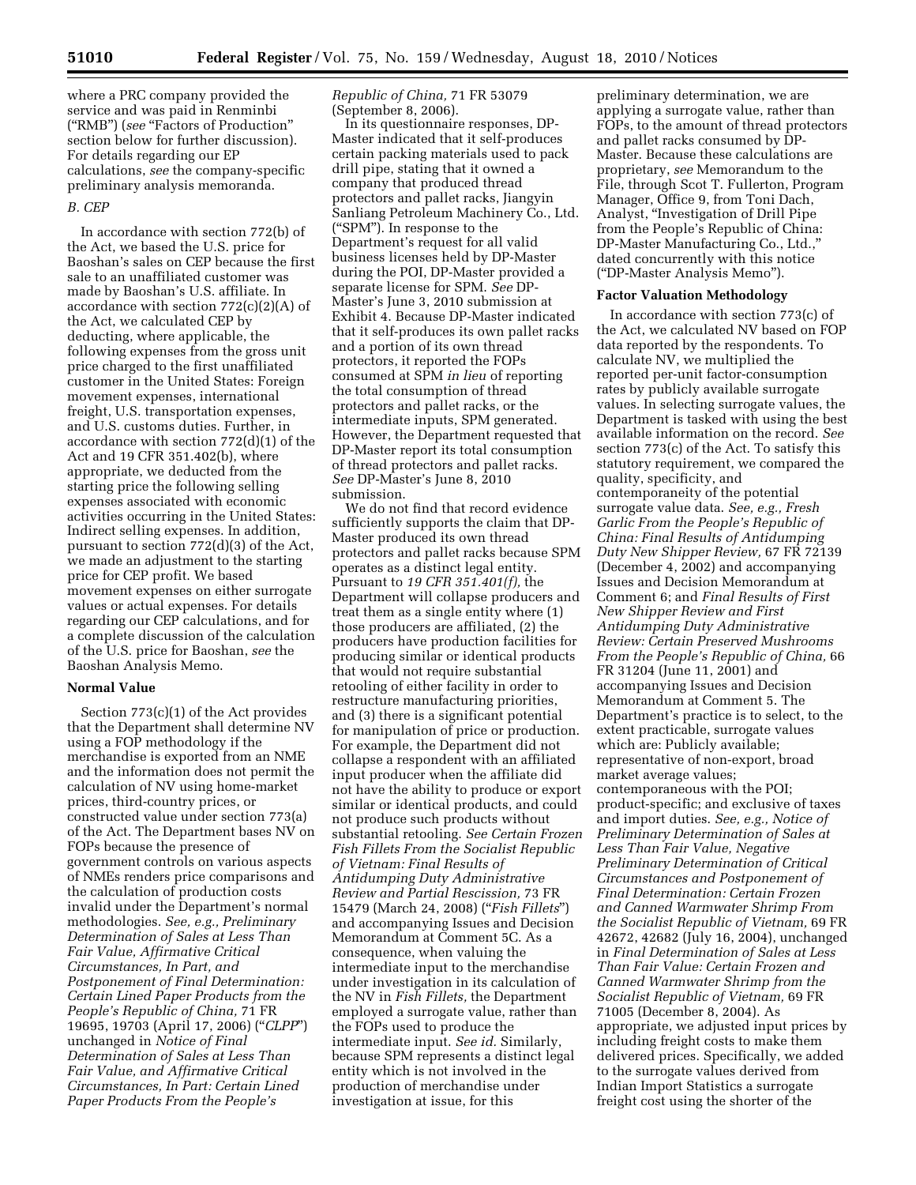where a PRC company provided the service and was paid in Renminbi ("RMB") (*see* "Factors of Production" section below for further discussion). For details regarding our EP calculations, *see* the company-specific preliminary analysis memoranda.

*B. CEP*

In accordance with section 772(b) of the Act, we based the U.S. price for Baoshan's sales on CEP because the first sale to an unaffiliated customer was made by Baoshan's U.S. affiliate. In accordance with section 772(c)(2)(A) of the Act, we calculated CEP by deducting, where applicable, the following expenses from the gross unit price charged to the first unaffiliated customer in the United States: Foreign movement expenses, international freight, U.S. transportation expenses, and U.S. customs duties. Further, in accordance with section 772(d)(1) of the Act and 19 CFR 351.402(b), where appropriate, we deducted from the starting price the following selling expenses associated with economic activities occurring in the United States: Indirect selling expenses. In addition, pursuant to section 772(d)(3) of the Act, we made an adjustment to the starting price for CEP profit. We based movement expenses on either surrogate values or actual expenses. For details regarding our CEP calculations, and for a complete discussion of the calculation of the U.S. price for Baoshan, *see* the Baoshan Analysis Memo.

**Normal Value**

Section 773(c)(1) of the Act provides that the Department shall determine NV using a FOP methodology if the merchandise is exported from an NME and the information does not permit the calculation of NV using home-market prices, third-country prices, or constructed value under section 773(a) of the Act. The Department bases NV on FOPs because the presence of government controls on various aspects of NMEs renders price comparisons and the calculation of production costs invalid under the Department's normal methodologies. *See, e.g., Preliminary Determination of Sales at Less Than Fair Value, Affirmative Critical Circumstances, In Part, and Postponement of Final Determination: Certain Lined Paper Products from the People's Republic of China,* 71 FR 19695, 19703 (April 17, 2006) ("*CLPP*") unchanged in *Notice of Final Determination of Sales at Less Than Fair Value, and Affirmative Critical Circumstances, In Part: Certain Lined Paper Products From the People's Republic of China,* 71 FR 53079 (September 8, 2006).

In its questionnaire responses, DP-Master indicated that it self-produces certain packing materials used to pack drill pipe, stating that it owned a company that produced thread protectors and pallet racks, Jiangyin Sanliang Petroleum Machinery Co., Ltd. ("SPM"). In response to the Department's request for all valid business licenses held by DP-Master during the POI, DP-Master provided a separate license for SPM. *See* DP-Master's June 3, 2010 submission at Exhibit 4. Because DP-Master indicated that it self-produces its own pallet racks and a portion of its own thread protectors, it reported the FOPs consumed at SPM *in lieu* of reporting the total consumption of thread protectors and pallet racks, or the intermediate inputs, SPM generated. However, the Department requested that DP-Master report its total consumption of thread protectors and pallet racks. *See* DP-Master's June 8, 2010 submission.

We do not find that record evidence sufficiently supports the claim that DP-Master produced its own thread protectors and pallet racks because SPM operates as a distinct legal entity. Pursuant to *19 CFR 351.401(f),* the Department will collapse producers and treat them as a single entity where (1) those producers are affiliated, (2) the producers have production facilities for producing similar or identical products that would not require substantial retooling of either facility in order to restructure manufacturing priorities, and (3) there is a significant potential for manipulation of price or production. For example, the Department did not collapse a respondent with an affiliated input producer when the affiliate did not have the ability to produce or export similar or identical products, and could not produce such products without substantial retooling. *See Certain Frozen Fish Fillets From the Socialist Republic of Vietnam: Final Results of Antidumping Duty Administrative Review and Partial Rescission,* 73 FR 15479 (March 24, 2008) ("*Fish Fillets*") and accompanying Issues and Decision Memorandum at Comment 5C. As a consequence, when valuing the intermediate input to the merchandise under investigation in its calculation of the NV in *Fish Fillets,* the Department employed a surrogate value, rather than the FOPs used to produce the intermediate input. *See id.* Similarly, because SPM represents a distinct legal entity which is not involved in the production of merchandise under investigation at issue, for this preliminary determination, we are applying a surrogate value, rather than FOPs, to the amount of thread protectors and pallet racks consumed by DP-Master. Because these calculations are proprietary, *see* Memorandum to the File, through Scot T. Fullerton, Program Manager, Office 9, from Toni Dach, Analyst, "Investigation of Drill Pipe from the People's Republic of China: DP-Master Manufacturing Co., Ltd.," dated concurrently with this notice ("DP-Master Analysis Memo").

**Factor Valuation Methodology**

In accordance with section 773(c) of the Act, we calculated NV based on FOP data reported by the respondents. To calculate NV, we multiplied the reported per-unit factor-consumption rates by publicly available surrogate values. In selecting surrogate values, the Department is tasked with using the best available information on the record. *See* section 773(c) of the Act. To satisfy this statutory requirement, we compared the quality, specificity, and contemporaneity of the potential surrogate value data. *See, e.g., Fresh Garlic From the People's Republic of China: Final Results of Antidumping Duty New Shipper Review,* 67 FR 72139 (December 4, 2002) and accompanying Issues and Decision Memorandum at Comment 6; and *Final Results of First New Shipper Review and First Antidumping Duty Administrative Review: Certain Preserved Mushrooms From the People's Republic of China,* 66 FR 31204 (June 11, 2001) and accompanying Issues and Decision Memorandum at Comment 5. The Department's practice is to select, to the extent practicable, surrogate values which are: Publicly available; representative of non-export, broad market average values; contemporaneous with the POI; product-specific; and exclusive of taxes and import duties. *See, e.g., Notice of Preliminary Determination of Sales at Less Than Fair Value, Negative Preliminary Determination of Critical Circumstances and Postponement of Final Determination: Certain Frozen and Canned Warmwater Shrimp From the Socialist Republic of Vietnam,* 69 FR 42672, 42682 (July 16, 2004), unchanged in *Final Determination of Sales at Less Than Fair Value: Certain Frozen and Canned Warmwater Shrimp from the Socialist Republic of Vietnam,* 69 FR 71005 (December 8, 2004). As appropriate, we adjusted input prices by including freight costs to make them delivered prices. Specifically, we added to the surrogate values derived from Indian Import Statistics a surrogate freight cost using the shorter of the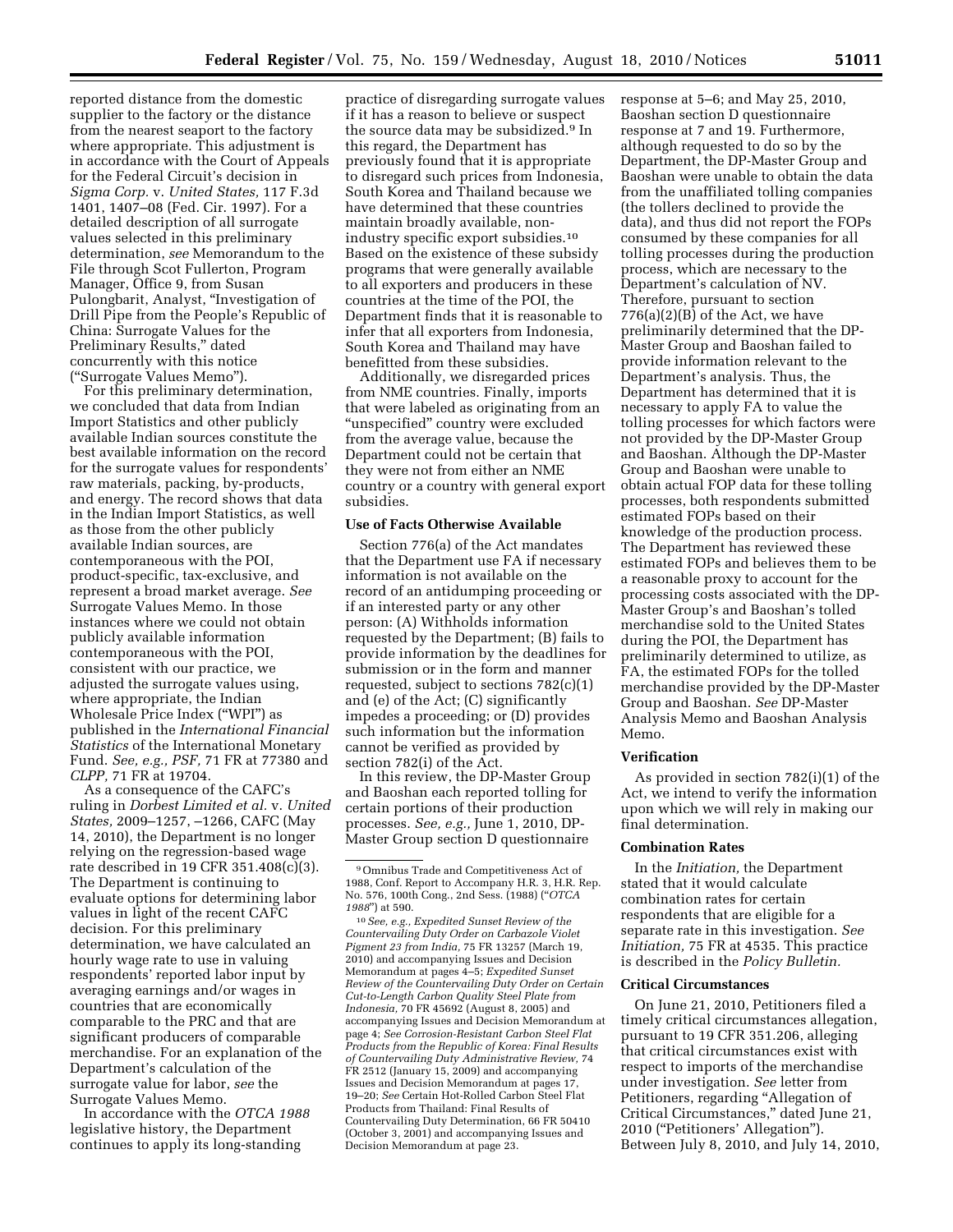reported distance from the domestic supplier to the factory or the distance from the nearest seaport to the factory where appropriate. This adjustment is in accordance with the Court of Appeals for the Federal Circuit's decision in *Sigma Corp.* v. *United States,* 117 F.3d 1401, 1407–08 (Fed. Cir. 1997). For a detailed description of all surrogate values selected in this preliminary determination, *see* Memorandum to the File through Scot Fullerton, Program Manager, Office 9, from Susan Pulongbarit, Analyst, "Investigation of Drill Pipe from the People's Republic of China: Surrogate Values for the Preliminary Results," dated concurrently with this notice ("Surrogate Values Memo").

For this preliminary determination, we concluded that data from Indian Import Statistics and other publicly available Indian sources constitute the best available information on the record for the surrogate values for respondents' raw materials, packing, by-products, and energy. The record shows that data in the Indian Import Statistics, as well as those from the other publicly available Indian sources, are contemporaneous with the POI, product-specific, tax-exclusive, and represent a broad market average. *See* Surrogate Values Memo. In those instances where we could not obtain publicly available information contemporaneous with the POI, consistent with our practice, we adjusted the surrogate values using, where appropriate, the Indian Wholesale Price Index ("WPI") as published in the *International Financial Statistics* of the International Monetary Fund. *See, e.g., PSF,* 71 FR at 77380 and *CLPP,* 71 FR at 19704.

As a consequence of the CAFC's ruling in *Dorbest Limited et al.* v. *United States,* 2009–1257, –1266, CAFC (May 14, 2010), the Department is no longer relying on the regression-based wage rate described in 19 CFR 351.408(c)(3). The Department is continuing to evaluate options for determining labor values in light of the recent CAFC decision. For this preliminary determination, we have calculated an hourly wage rate to use in valuing respondents' reported labor input by averaging earnings and/or wages in countries that are economically comparable to the PRC and that are significant producers of comparable merchandise. For an explanation of the Department's calculation of the surrogate value for labor, *see* the Surrogate Values Memo.

In accordance with the *OTCA 1988* legislative history, the Department continues to apply its long-standing practice of disregarding surrogate values if it has a reason to believe or suspect the source data may be subsidized.[9] In this regard, the Department has previously found that it is appropriate to disregard such prices from Indonesia, South Korea and Thailand because we have determined that these countries maintain broadly available, non-industry specific export subsidies.[10] Based on the existence of these subsidy programs that were generally available to all exporters and producers in these countries at the time of the POI, the Department finds that it is reasonable to infer that all exporters from Indonesia, South Korea and Thailand may have benefitted from these subsidies.

Additionally, we disregarded prices from NME countries. Finally, imports that were labeled as originating from an "unspecified" country were excluded from the average value, because the Department could not be certain that they were not from either an NME country or a country with general export subsidies.

### Use of Facts Otherwise Available

Section 776(a) of the Act mandates that the Department use FA if necessary information is not available on the record of an antidumping proceeding or if an interested party or any other person: (A) Withholds information requested by the Department; (B) fails to provide information by the deadlines for submission or in the form and manner requested, subject to sections 782(c)(1) and (e) of the Act; (C) significantly impedes a proceeding; or (D) provides such information but the information cannot be verified as provided by section 782(i) of the Act.

In this review, the DP-Master Group and Baoshan each reported tolling for certain portions of their production processes. *See, e.g.,* June 1, 2010, DP-Master Group section D questionnaire response at 5–6; and May 25, 2010, Baoshan section D questionnaire response at 7 and 19. Furthermore, although requested to do so by the Department, the DP-Master Group and Baoshan were unable to obtain the data from the unaffiliated tolling companies (the tollers declined to provide the data), and thus did not report the FOPs consumed by these companies for all tolling processes during the production process, which are necessary to the Department's calculation of NV. Therefore, pursuant to section 776(a)(2)(B) of the Act, we have preliminarily determined that the DP-Master Group and Baoshan failed to provide information relevant to the Department's analysis. Thus, the Department has determined that it is necessary to apply FA to value the tolling processes for which factors were not provided by the DP-Master Group and Baoshan. Although the DP-Master Group and Baoshan were unable to obtain actual FOP data for these tolling processes, both respondents submitted estimated FOPs based on their knowledge of the production process. The Department has reviewed these estimated FOPs and believes them to be a reasonable proxy to account for the processing costs associated with the DP-Master Group's and Baoshan's tolled merchandise sold to the United States during the POI, the Department has preliminarily determined to utilize, as FA, the estimated FOPs for the tolled merchandise provided by the DP-Master Group and Baoshan. *See* DP-Master Analysis Memo and Baoshan Analysis Memo.

### Verification

As provided in section 782(i)(1) of the Act, we intend to verify the information upon which we will rely in making our final determination.

### Combination Rates

In the *Initiation,* the Department stated that it would calculate combination rates for certain respondents that are eligible for a separate rate in this investigation. *See Initiation,* 75 FR at 4535. This practice is described in the *Policy Bulletin.*

### Critical Circumstances

On June 21, 2010, Petitioners filed a timely critical circumstances allegation, pursuant to 19 CFR 351.206, alleging that critical circumstances exist with respect to imports of the merchandise under investigation. *See* letter from Petitioners, regarding "Allegation of Critical Circumstances," dated June 21, 2010 ("Petitioners' Allegation"). Between July 8, 2010, and July 14, 2010,

---

[9] Omnibus Trade and Competitiveness Act of 1988, Conf. Report to Accompany H.R. 3, H.R. Rep. No. 576, 100th Cong., 2nd Sess. (1988) ("*OTCA 1988*") at 590.

[10] *See, e.g., Expedited Sunset Review of the Countervailing Duty Order on Carbazole Violet Pigment 23 from India,* 75 FR 13257 (March 19, 2010) and accompanying Issues and Decision Memorandum at pages 4–5; *Expedited Sunset Review of the Countervailing Duty Order on Certain Cut-to-Length Carbon Quality Steel Plate from Indonesia,* 70 FR 45692 (August 8, 2005) and accompanying Issues and Decision Memorandum at page 4; *See Corrosion-Resistant Carbon Steel Flat Products from the Republic of Korea: Final Results of Countervailing Duty Administrative Review,* 74 FR 2512 (January 15, 2009) and accompanying Issues and Decision Memorandum at pages 17, 19–20; *See* Certain Hot-Rolled Carbon Steel Flat Products from Thailand: Final Results of Countervailing Duty Determination, 66 FR 50410 (October 3, 2001) and accompanying Issues and Decision Memorandum at page 23.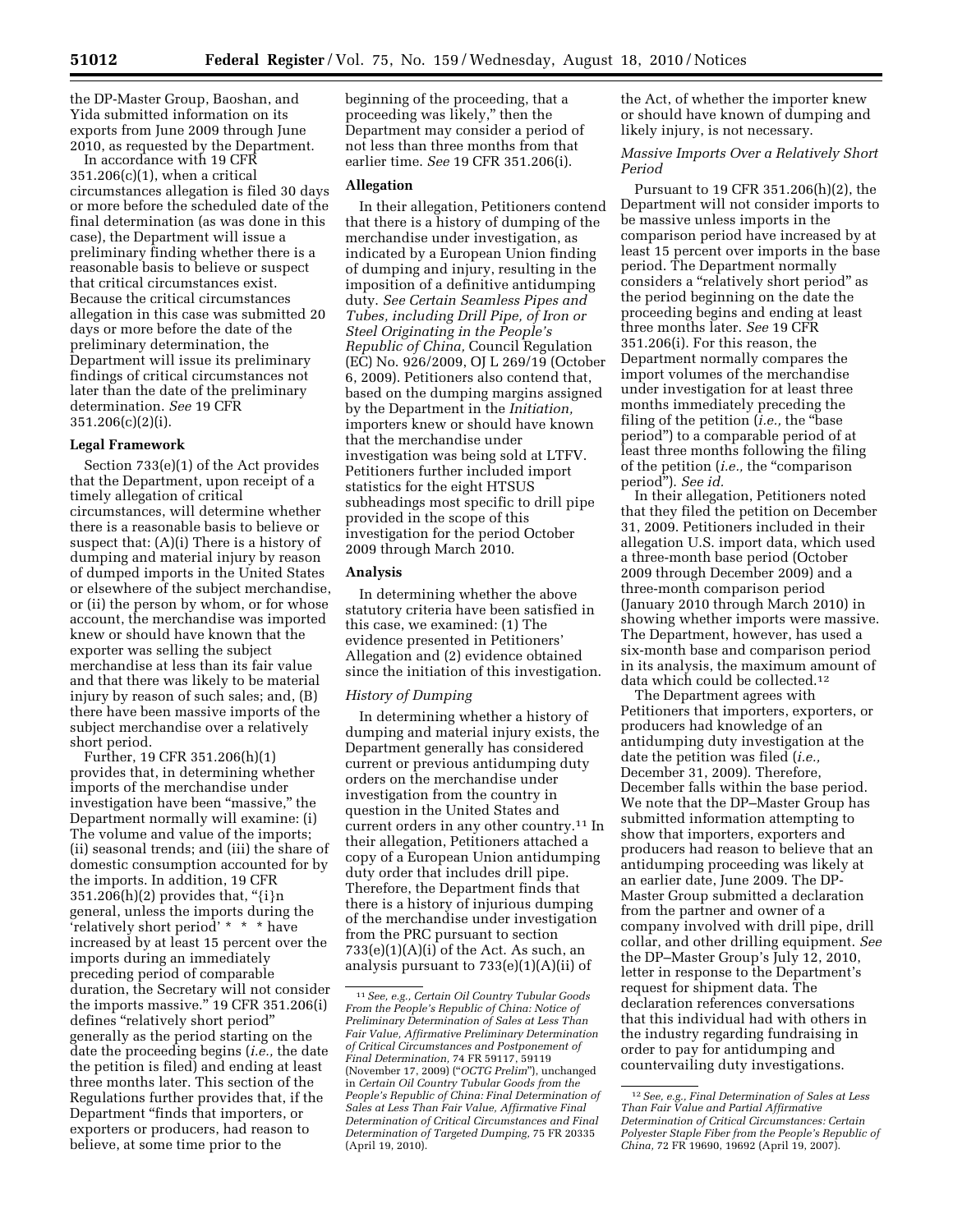the DP-Master Group, Baoshan, and Yida submitted information on its exports from June 2009 through June 2010, as requested by the Department.

In accordance with 19 CFR 351.206(c)(1), when a critical circumstances allegation is filed 30 days or more before the scheduled date of the final determination (as was done in this case), the Department will issue a preliminary finding whether there is a reasonable basis to believe or suspect that critical circumstances exist. Because the critical circumstances allegation in this case was submitted 20 days or more before the date of the preliminary determination, the Department will issue its preliminary findings of critical circumstances not later than the date of the preliminary determination. *See* 19 CFR 351.206(c)(2)(i).

**Legal Framework**

Section 733(e)(1) of the Act provides that the Department, upon receipt of a timely allegation of critical circumstances, will determine whether there is a reasonable basis to believe or suspect that: (A)(i) There is a history of dumping and material injury by reason of dumped imports in the United States or elsewhere of the subject merchandise, or (ii) the person by whom, or for whose account, the merchandise was imported knew or should have known that the exporter was selling the subject merchandise at less than its fair value and that there was likely to be material injury by reason of such sales; and, (B) there have been massive imports of the subject merchandise over a relatively short period.

Further, 19 CFR 351.206(h)(1) provides that, in determining whether imports of the merchandise under investigation have been "massive," the Department normally will examine: (i) The volume and value of the imports; (ii) seasonal trends; and (iii) the share of domestic consumption accounted for by the imports. In addition, 19 CFR 351.206(h)(2) provides that, "{i}n general, unless the imports during the 'relatively short period' * * * have increased by at least 15 percent over the imports during an immediately preceding period of comparable duration, the Secretary will not consider the imports massive." 19 CFR 351.206(i) defines "relatively short period" generally as the period starting on the date the proceeding begins (*i.e.,* the date the petition is filed) and ending at least three months later. This section of the Regulations further provides that, if the Department "finds that importers, or exporters or producers, had reason to believe, at some time prior to the beginning of the proceeding, that a proceeding was likely," then the Department may consider a period of not less than three months from that earlier time. *See* 19 CFR 351.206(i).

**Allegation**

In their allegation, Petitioners contend that there is a history of dumping of the merchandise under investigation, as indicated by a European Union finding of dumping and injury, resulting in the imposition of a definitive antidumping duty. *See Certain Seamless Pipes and Tubes, including Drill Pipe, of Iron or Steel Originating in the People's Republic of China,* Council Regulation (EC) No. 926/2009, OJ L 269/19 (October 6, 2009). Petitioners also contend that, based on the dumping margins assigned by the Department in the *Initiation,* importers knew or should have known that the merchandise under investigation was being sold at LTFV. Petitioners further included import statistics for the eight HTSUS subheadings most specific to drill pipe provided in the scope of this investigation for the period October 2009 through March 2010.

**Analysis**

In determining whether the above statutory criteria have been satisfied in this case, we examined: (1) The evidence presented in Petitioners' Allegation and (2) evidence obtained since the initiation of this investigation.

*History of Dumping*

In determining whether a history of dumping and material injury exists, the Department generally has considered current or previous antidumping duty orders on the merchandise under investigation from the country in question in the United States and current orders in any other country.[11] In their allegation, Petitioners attached a copy of a European Union antidumping duty order that includes drill pipe. Therefore, the Department finds that there is a history of injurious dumping of the merchandise under investigation from the PRC pursuant to section 733(e)(1)(A)(i) of the Act. As such, an analysis pursuant to 733(e)(1)(A)(ii) of the Act, of whether the importer knew or should have known of dumping and likely injury, is not necessary.

*Massive Imports Over a Relatively Short Period*

Pursuant to 19 CFR 351.206(h)(2), the Department will not consider imports to be massive unless imports in the comparison period have increased by at least 15 percent over imports in the base period. The Department normally considers a "relatively short period" as the period beginning on the date the proceeding begins and ending at least three months later. *See* 19 CFR 351.206(i). For this reason, the Department normally compares the import volumes of the merchandise under investigation for at least three months immediately preceding the filing of the petition (*i.e.,* the "base period") to a comparable period of at least three months following the filing of the petition (*i.e.,* the "comparison period"). *See id.*

In their allegation, Petitioners noted that they filed the petition on December 31, 2009. Petitioners included in their allegation U.S. import data, which used a three-month base period (October 2009 through December 2009) and a three-month comparison period (January 2010 through March 2010) in showing whether imports were massive. The Department, however, has used a six-month base and comparison period in its analysis, the maximum amount of data which could be collected.[12]

The Department agrees with Petitioners that importers, exporters, or producers had knowledge of an antidumping duty investigation at the date the petition was filed (*i.e.,* December 31, 2009). Therefore, December falls within the base period. We note that the DP–Master Group has submitted information attempting to show that importers, exporters and producers had reason to believe that an antidumping proceeding was likely at an earlier date, June 2009. The DP-Master Group submitted a declaration from the partner and owner of a company involved with drill pipe, drill collar, and other drilling equipment. *See* the DP–Master Group's July 12, 2010, letter in response to the Department's request for shipment data. The declaration references conversations that this individual had with others in the industry regarding fundraising in order to pay for antidumping and countervailing duty investigations.

---

[11] *See, e.g., Certain Oil Country Tubular Goods From the People's Republic of China: Notice of Preliminary Determination of Sales at Less Than Fair Value, Affirmative Preliminary Determination of Critical Circumstances and Postponement of Final Determination,* 74 FR 59117, 59119 (November 17, 2009) ("*OCTG Prelim*"), unchanged in *Certain Oil Country Tubular Goods from the People's Republic of China: Final Determination of Sales at Less Than Fair Value, Affirmative Final Determination of Critical Circumstances and Final Determination of Targeted Dumping,* 75 FR 20335 (April 19, 2010).

[12] *See, e.g., Final Determination of Sales at Less Than Fair Value and Partial Affirmative Determination of Critical Circumstances: Certain Polyester Staple Fiber from the People's Republic of China,* 72 FR 19690, 19692 (April 19, 2007).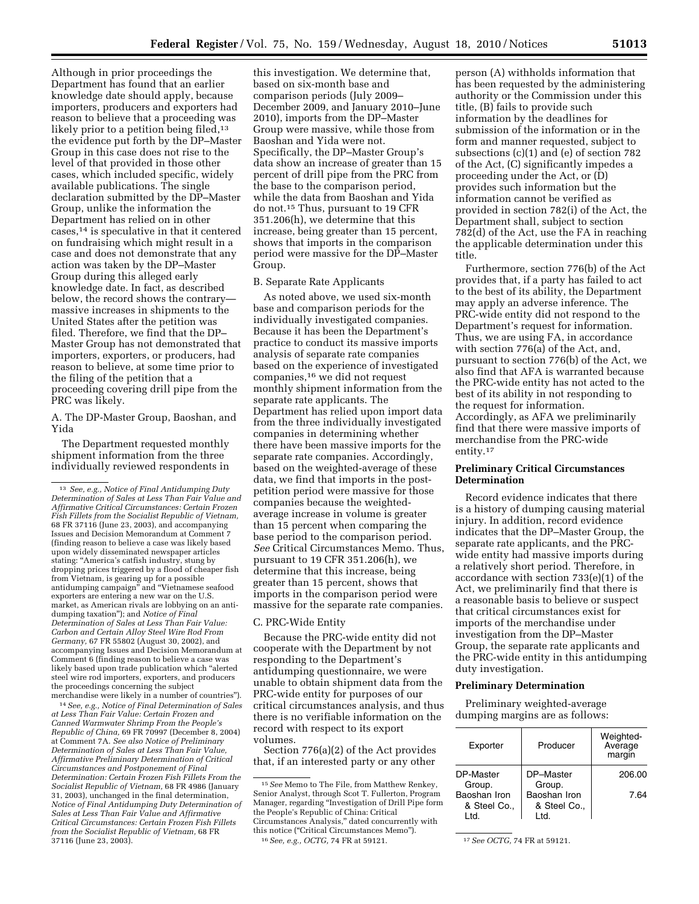Although in prior proceedings the Department has found that an earlier knowledge date should apply, because importers, producers and exporters had reason to believe that a proceeding was likely prior to a petition being filed,[13] the evidence put forth by the DP–Master Group in this case does not rise to the level of that provided in those other cases, which included specific, widely available publications. The single declaration submitted by the DP–Master Group, unlike the information the Department has relied on in other cases,[14] is speculative in that it centered on fundraising which might result in a case and does not demonstrate that any action was taken by the DP–Master Group during this alleged early knowledge date. In fact, as described below, the record shows the contrary—massive increases in shipments to the United States after the petition was filed. Therefore, we find that the DP–Master Group has not demonstrated that importers, exporters, or producers, had reason to believe, at some time prior to the filing of the petition that a proceeding covering drill pipe from the PRC was likely.

A. The DP-Master Group, Baoshan, and Yida

The Department requested monthly shipment information from the three individually reviewed respondents in this investigation. We determine that, based on six-month base and comparison periods (July 2009–December 2009, and January 2010–June 2010), imports from the DP–Master Group were massive, while those from Baoshan and Yida were not. Specifically, the DP–Master Group's data show an increase of greater than 15 percent of drill pipe from the PRC from the base to the comparison period, while the data from Baoshan and Yida do not.[15] Thus, pursuant to 19 CFR 351.206(h), we determine that this increase, being greater than 15 percent, shows that imports in the comparison period were massive for the DP–Master Group.

B. Separate Rate Applicants

As noted above, we used six-month base and comparison periods for the individually investigated companies. Because it has been the Department's practice to conduct its massive imports analysis of separate rate companies based on the experience of investigated companies,[16] we did not request monthly shipment information from the separate rate applicants. The Department has relied upon import data from the three individually investigated companies in determining whether there have been massive imports for the separate rate companies. Accordingly, based on the weighted-average of these data, we find that imports in the post-petition period were massive for those companies because the weighted-average increase in volume is greater than 15 percent when comparing the base period to the comparison period. *See* Critical Circumstances Memo. Thus, pursuant to 19 CFR 351.206(h), we determine that this increase, being greater than 15 percent, shows that imports in the comparison period were massive for the separate rate companies.

C. PRC-Wide Entity

Because the PRC-wide entity did not cooperate with the Department by not responding to the Department's antidumping questionnaire, we were unable to obtain shipment data from the PRC-wide entity for purposes of our critical circumstances analysis, and thus there is no verifiable information on the record with respect to its export volumes.

Section 776(a)(2) of the Act provides that, if an interested party or any other person (A) withholds information that has been requested by the administering authority or the Commission under this title, (B) fails to provide such information by the deadlines for submission of the information or in the form and manner requested, subject to subsections (c)(1) and (e) of section 782 of the Act, (C) significantly impedes a proceeding under the Act, or (D) provides such information but the information cannot be verified as provided in section 782(i) of the Act, the Department shall, subject to section 782(d) of the Act, use the FA in reaching the applicable determination under this title.

Furthermore, section 776(b) of the Act provides that, if a party has failed to act to the best of its ability, the Department may apply an adverse inference. The PRC-wide entity did not respond to the Department's request for information. Thus, we are using FA, in accordance with section 776(a) of the Act, and, pursuant to section 776(b) of the Act, we also find that AFA is warranted because the PRC-wide entity has not acted to the best of its ability in not responding to the request for information. Accordingly, as AFA we preliminarily find that there were massive imports of merchandise from the PRC-wide entity.[17]

**Preliminary Critical Circumstances Determination**

Record evidence indicates that there is a history of dumping causing material injury. In addition, record evidence indicates that the DP–Master Group, the separate rate applicants, and the PRC-wide entity had massive imports during a relatively short period. Therefore, in accordance with section 733(e)(1) of the Act, we preliminarily find that there is a reasonable basis to believe or suspect that critical circumstances exist for imports of the merchandise under investigation from the DP–Master Group, the separate rate applicants and the PRC-wide entity in this antidumping duty investigation.

**Preliminary Determination**

Preliminary weighted-average dumping margins are as follows:

| Exporter | Producer | Weighted-Average margin |
|---|---|---|
| DP-Master Group. | DP–Master Group. | 206.00 |
| Baoshan Iron & Steel Co., Ltd. | Baoshan Iron & Steel Co., Ltd. | 7.64 |

---

[13] *See, e.g., Notice of Final Antidumping Duty Determination of Sales at Less Than Fair Value and Affirmative Critical Circumstances: Certain Frozen Fish Fillets from the Socialist Republic of Vietnam,* 68 FR 37116 (June 23, 2003), and accompanying Issues and Decision Memorandum at Comment 7 (finding reason to believe a case was likely based upon widely disseminated newspaper articles stating: "America's catfish industry, stung by dropping prices triggered by a flood of cheaper fish from Vietnam, is gearing up for a possible antidumping campaign" and "Vietnamese seafood exporters are entering a new war on the U.S. market, as American rivals are lobbying on an anti-dumping taxation"); and *Notice of Final Determination of Sales at Less Than Fair Value: Carbon and Certain Alloy Steel Wire Rod From Germany,* 67 FR 55802 (August 30, 2002), and accompanying Issues and Decision Memorandum at Comment 6 (finding reason to believe a case was likely based upon trade publication which "alerted steel wire rod importers, exporters, and producers the proceedings concerning the subject merchandise were likely in a number of countries").

[14] *See, e.g., Notice of Final Determination of Sales at Less Than Fair Value: Certain Frozen and Canned Warmwater Shrimp From the People's Republic of China,* 69 FR 70997 (December 8, 2004) at Comment 7A. *See also Notice of Preliminary Determination of Sales at Less Than Fair Value, Affirmative Preliminary Determination of Critical Circumstances and Postponement of Final Determination: Certain Frozen Fish Fillets From the Socialist Republic of Vietnam,* 68 FR 4986 (January 31, 2003), unchanged in the final determination, *Notice of Final Antidumping Duty Determination of Sales at Less Than Fair Value and Affirmative Critical Circumstances: Certain Frozen Fish Fillets from the Socialist Republic of Vietnam,* 68 FR 37116 (June 23, 2003).

[15] *See* Memo to The File, from Matthew Renkey, Senior Analyst, through Scot T. Fullerton, Program Manager, regarding "Investigation of Drill Pipe form the People's Republic of China: Critical Circumstances Analysis," dated concurrently with this notice ("Critical Circumstances Memo").

[16] *See, e.g., OCTG,* 74 FR at 59121.

[17] *See OCTG,* 74 FR at 59121.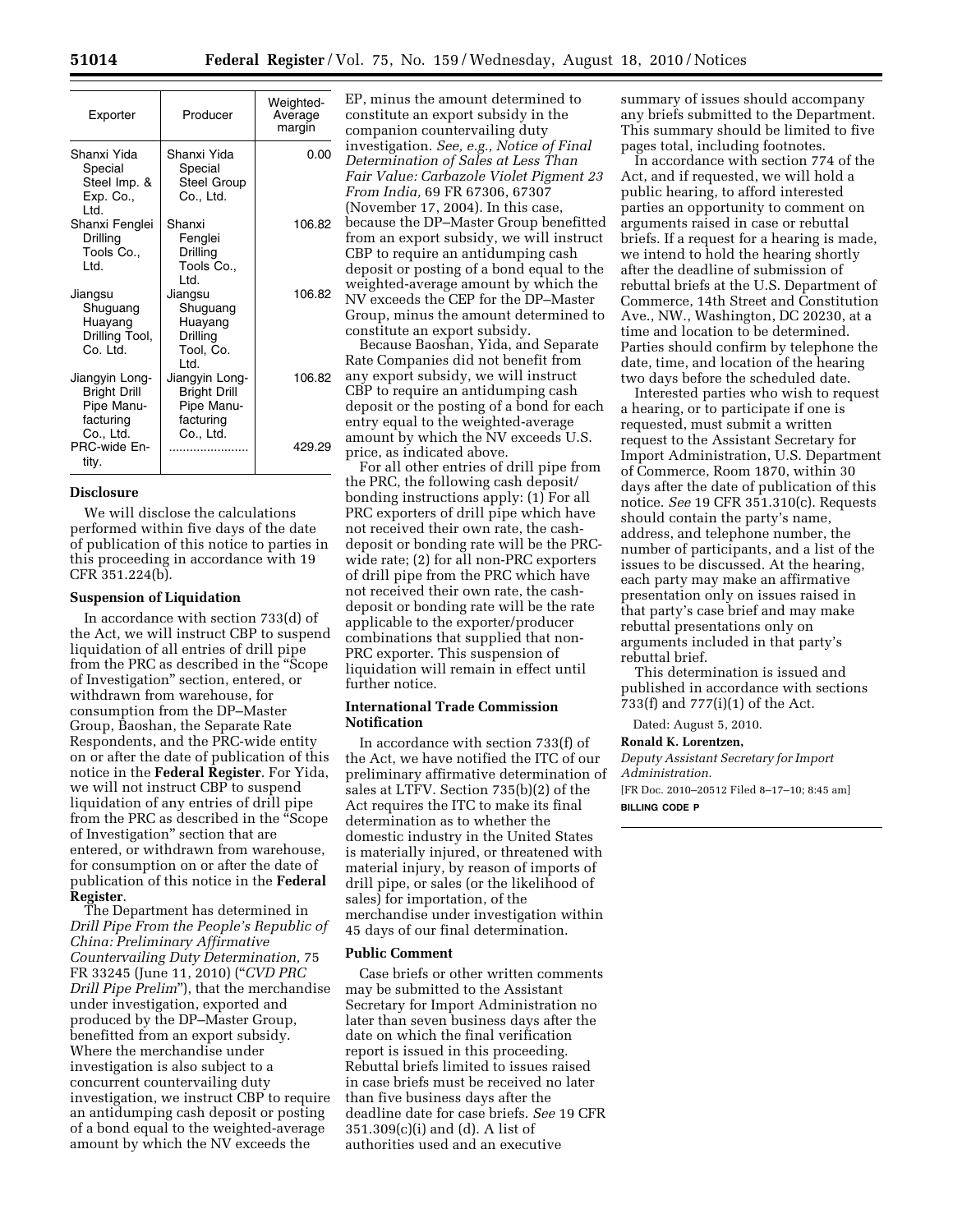| Exporter | Producer | Weighted-Average margin |
|---|---|---|
| Shanxi Yida Special Steel Imp. & Exp. Co., Ltd. | Shanxi Yida Special Steel Group Co., Ltd. | 0.00 |
| Shanxi Fenglei Drilling Tools Co., Ltd. | Shanxi Fenglei Drilling Tools Co., Ltd. | 106.82 |
| Jiangsu Shuguang Huayang Drilling Tool, Co. Ltd. | Jiangsu Shuguang Huayang Drilling Tool, Co. Ltd. | 106.82 |
| Jiangyin Long-Bright Drill Pipe Manufacturing Co., Ltd. | Jiangyin Long-Bright Drill Pipe Manufacturing Co., Ltd. | 106.82 |
| PRC-wide Entity. | ...................... | 429.29 |

### Disclosure

We will disclose the calculations performed within five days of the date of publication of this notice to parties in this proceeding in accordance with 19 CFR 351.224(b).

### Suspension of Liquidation

In accordance with section 733(d) of the Act, we will instruct CBP to suspend liquidation of all entries of drill pipe from the PRC as described in the "Scope of Investigation" section, entered, or withdrawn from warehouse, for consumption from the DP–Master Group, Baoshan, the Separate Rate Respondents, and the PRC-wide entity on or after the date of publication of this notice in the **Federal Register**. For Yida, we will not instruct CBP to suspend liquidation of any entries of drill pipe from the PRC as described in the "Scope of Investigation" section that are entered, or withdrawn from warehouse, for consumption on or after the date of publication of this notice in the **Federal Register**.

The Department has determined in *Drill Pipe From the People's Republic of China: Preliminary Affirmative Countervailing Duty Determination,* 75 FR 33245 (June 11, 2010) ("*CVD PRC Drill Pipe Prelim*"), that the merchandise under investigation, exported and produced by the DP–Master Group, benefitted from an export subsidy. Where the merchandise under investigation is also subject to a concurrent countervailing duty investigation, we instruct CBP to require an antidumping cash deposit or posting of a bond equal to the weighted-average amount by which the NV exceeds the EP, minus the amount determined to constitute an export subsidy in the companion countervailing duty investigation. *See, e.g., Notice of Final Determination of Sales at Less Than Fair Value: Carbazole Violet Pigment 23 From India,* 69 FR 67306, 67307 (November 17, 2004). In this case, because the DP–Master Group benefitted from an export subsidy, we will instruct CBP to require an antidumping cash deposit or posting of a bond equal to the weighted-average amount by which the NV exceeds the CEP for the DP–Master Group, minus the amount determined to constitute an export subsidy.

Because Baoshan, Yida, and Separate Rate Companies did not benefit from any export subsidy, we will instruct CBP to require an antidumping cash deposit or the posting of a bond for each entry equal to the weighted-average amount by which the NV exceeds U.S. price, as indicated above.

For all other entries of drill pipe from the PRC, the following cash deposit/bonding instructions apply: (1) For all PRC exporters of drill pipe which have not received their own rate, the cash-deposit or bonding rate will be the PRC-wide rate; (2) for all non-PRC exporters of drill pipe from the PRC which have not received their own rate, the cash-deposit or bonding rate will be the rate applicable to the exporter/producer combinations that supplied that non-PRC exporter. This suspension of liquidation will remain in effect until further notice.

### International Trade Commission Notification

In accordance with section 733(f) of the Act, we have notified the ITC of our preliminary affirmative determination of sales at LTFV. Section 735(b)(2) of the Act requires the ITC to make its final determination as to whether the domestic industry in the United States is materially injured, or threatened with material injury, by reason of imports of drill pipe, or sales (or the likelihood of sales) for importation, of the merchandise under investigation within 45 days of our final determination.

### Public Comment

Case briefs or other written comments may be submitted to the Assistant Secretary for Import Administration no later than seven business days after the date on which the final verification report is issued in this proceeding. Rebuttal briefs limited to issues raised in case briefs must be received no later than five business days after the deadline date for case briefs. *See* 19 CFR 351.309(c)(i) and (d). A list of authorities used and an executive summary of issues should accompany any briefs submitted to the Department. This summary should be limited to five pages total, including footnotes.

In accordance with section 774 of the Act, and if requested, we will hold a public hearing, to afford interested parties an opportunity to comment on arguments raised in case or rebuttal briefs. If a request for a hearing is made, we intend to hold the hearing shortly after the deadline of submission of rebuttal briefs at the U.S. Department of Commerce, 14th Street and Constitution Ave., NW., Washington, DC 20230, at a time and location to be determined. Parties should confirm by telephone the date, time, and location of the hearing two days before the scheduled date.

Interested parties who wish to request a hearing, or to participate if one is requested, must submit a written request to the Assistant Secretary for Import Administration, U.S. Department of Commerce, Room 1870, within 30 days after the date of publication of this notice. *See* 19 CFR 351.310(c). Requests should contain the party's name, address, and telephone number, the number of participants, and a list of the issues to be discussed. At the hearing, each party may make an affirmative presentation only on issues raised in that party's case brief and may make rebuttal presentations only on arguments included in that party's rebuttal brief.

This determination is issued and published in accordance with sections 733(f) and 777(i)(1) of the Act.

Dated: August 5, 2010.

**Ronald K. Lorentzen,**

*Deputy Assistant Secretary for Import Administration.*

[FR Doc. 2010–20512 Filed 8–17–10; 8:45 am]

**BILLING CODE P**